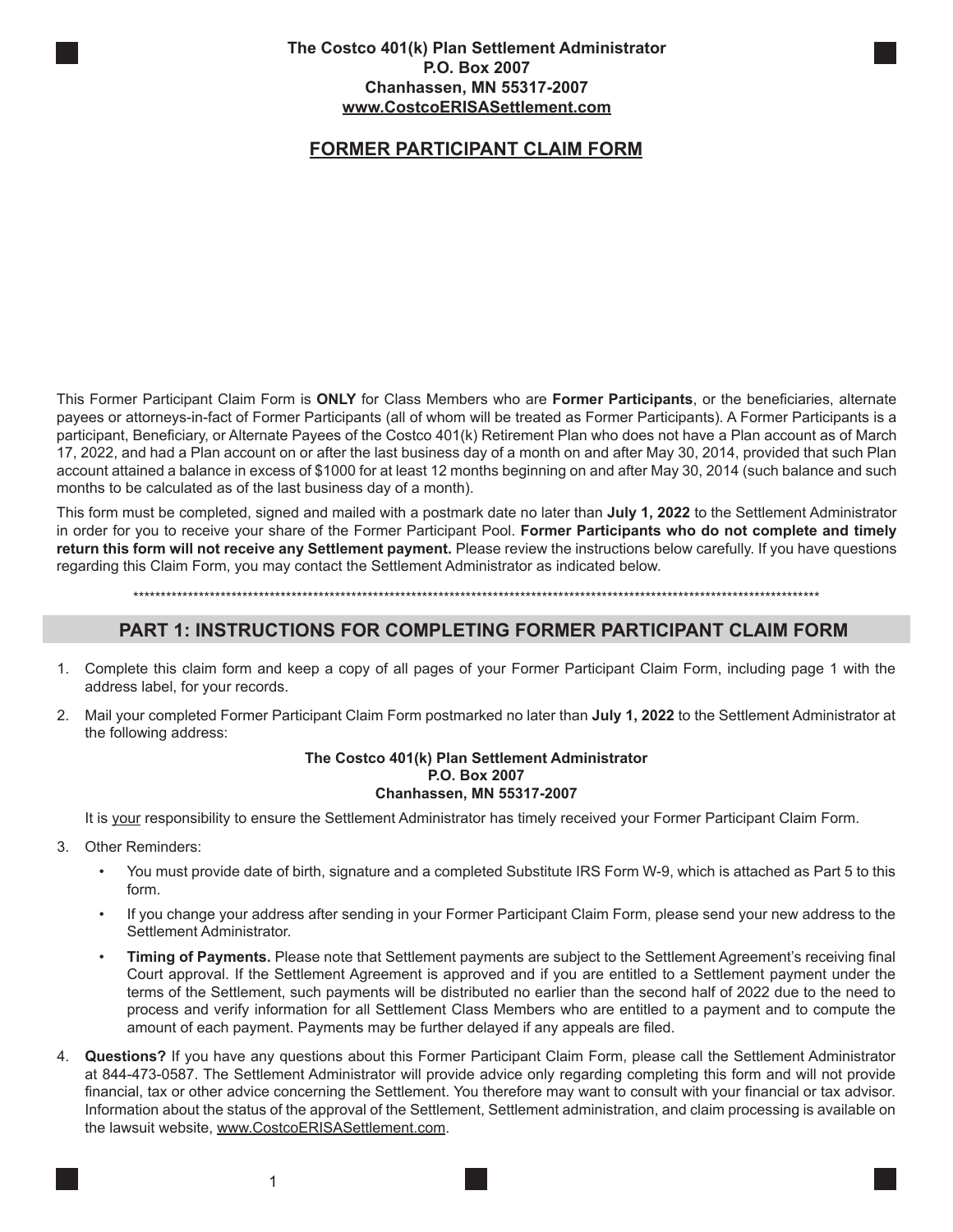**The Costco 401(k) Plan Settlement Administrator**
**P.O. Box 2007**
**Chanhassen, MN 55317-2007**
**www.CostcoERISASettlement.com**

# FORMER PARTICIPANT CLAIM FORM

This Former Participant Claim Form is **ONLY** for Class Members who are **Former Participants**, or the beneficiaries, alternate payees or attorneys-in-fact of Former Participants (all of whom will be treated as Former Participants). A Former Participants is a participant, Beneficiary, or Alternate Payees of the Costco 401(k) Retirement Plan who does not have a Plan account as of March 17, 2022, and had a Plan account on or after the last business day of a month on and after May 30, 2014, provided that such Plan account attained a balance in excess of $1000 for at least 12 months beginning on and after May 30, 2014 (such balance and such months to be calculated as of the last business day of a month).

This form must be completed, signed and mailed with a postmark date no later than **July 1, 2022** to the Settlement Administrator in order for you to receive your share of the Former Participant Pool. **Former Participants who do not complete and timely return this form will not receive any Settlement payment.** Please review the instructions below carefully. If you have questions regarding this Claim Form, you may contact the Settlement Administrator as indicated below.

******************************************************************************************************************************

## PART 1: INSTRUCTIONS FOR COMPLETING FORMER PARTICIPANT CLAIM FORM

1. Complete this claim form and keep a copy of all pages of your Former Participant Claim Form, including page 1 with the address label, for your records.

2. Mail your completed Former Participant Claim Form postmarked no later than **July 1, 2022** to the Settlement Administrator at the following address:

   **The Costco 401(k) Plan Settlement Administrator**
   **P.O. Box 2007**
   **Chanhassen, MN 55317-2007**

   It is your responsibility to ensure the Settlement Administrator has timely received your Former Participant Claim Form.

3. Other Reminders:

   - You must provide date of birth, signature and a completed Substitute IRS Form W-9, which is attached as Part 5 to this form.
   - If you change your address after sending in your Former Participant Claim Form, please send your new address to the Settlement Administrator.
   - **Timing of Payments.** Please note that Settlement payments are subject to the Settlement Agreement's receiving final Court approval. If the Settlement Agreement is approved and if you are entitled to a Settlement payment under the terms of the Settlement, such payments will be distributed no earlier than the second half of 2022 due to the need to process and verify information for all Settlement Class Members who are entitled to a payment and to compute the amount of each payment. Payments may be further delayed if any appeals are filed.

4. **Questions?** If you have any questions about this Former Participant Claim Form, please call the Settlement Administrator at 844-473-0587. The Settlement Administrator will provide advice only regarding completing this form and will not provide financial, tax or other advice concerning the Settlement. You therefore may want to consult with your financial or tax advisor. Information about the status of the approval of the Settlement, Settlement administration, and claim processing is available on the lawsuit website, www.CostcoERISASettlement.com.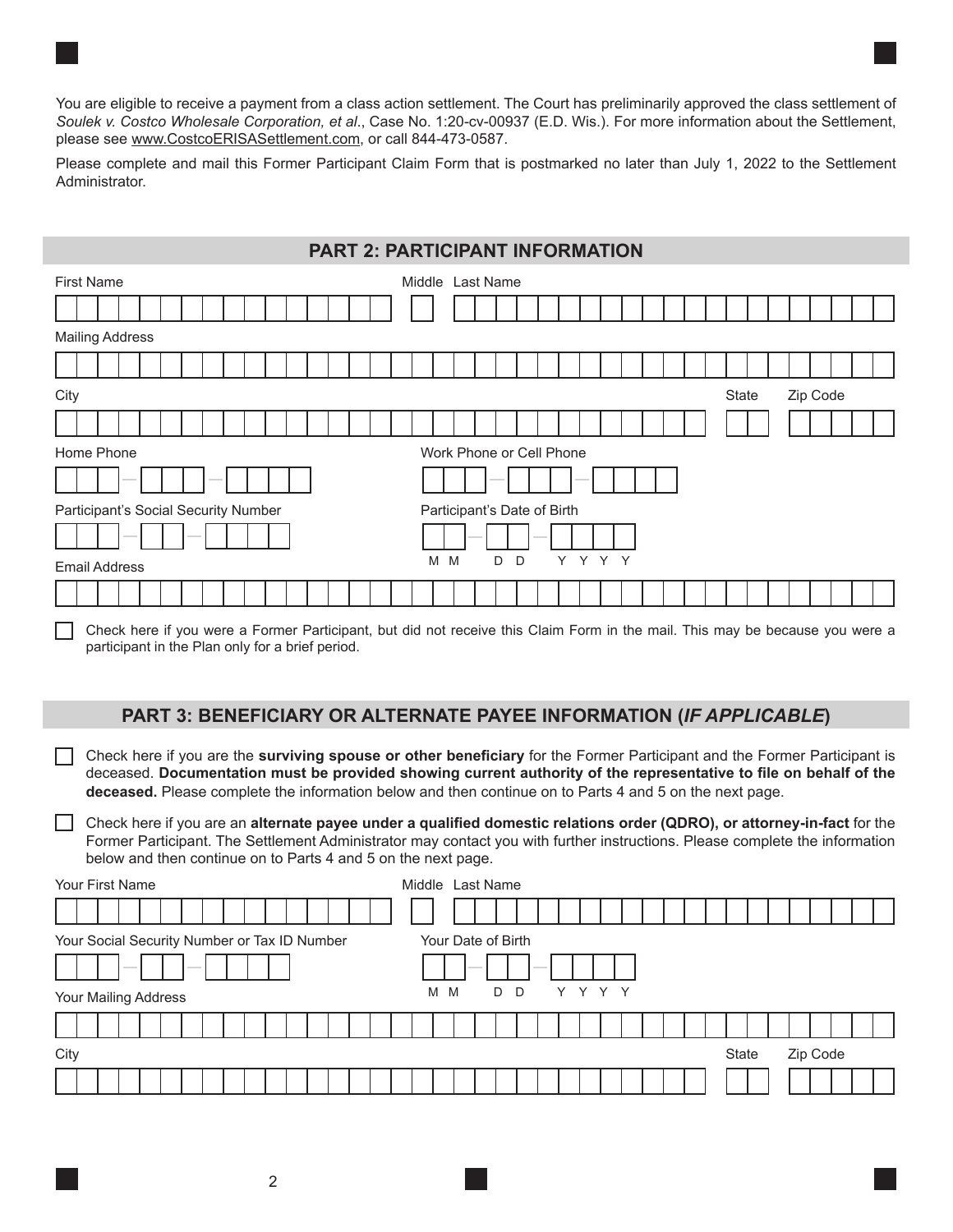You are eligible to receive a payment from a class action settlement. The Court has preliminarily approved the class settlement of *Soulek v. Costco Wholesale Corporation, et al*., Case No. 1:20-cv-00937 (E.D. Wis.). For more information about the Settlement, please see www.CostcoERISASettlement.com, or call 844-473-0587.

Please complete and mail this Former Participant Claim Form that is postmarked no later than July 1, 2022 to the Settlement Administrator.

## PART 2: PARTICIPANT INFORMATION

First Name | Middle | Last Name

Mailing Address

City | State | Zip Code

Home Phone | Work Phone or Cell Phone

Participant's Social Security Number | Participant's Date of Birth (M M / D D / Y Y Y Y)

Email Address

☐ Check here if you were a Former Participant, but did not receive this Claim Form in the mail. This may be because you were a participant in the Plan only for a brief period.

## PART 3: BENEFICIARY OR ALTERNATE PAYEE INFORMATION (*IF APPLICABLE*)

☐ Check here if you are the **surviving spouse or other beneficiary** for the Former Participant and the Former Participant is deceased. **Documentation must be provided showing current authority of the representative to file on behalf of the deceased.** Please complete the information below and then continue on to Parts 4 and 5 on the next page.

☐ Check here if you are an **alternate payee under a qualified domestic relations order (QDRO), or attorney-in-fact** for the Former Participant. The Settlement Administrator may contact you with further instructions. Please complete the information below and then continue on to Parts 4 and 5 on the next page.

Your First Name | Middle | Last Name

Your Social Security Number or Tax ID Number | Your Date of Birth (M M / D D / Y Y Y Y)

Your Mailing Address

City | State | Zip Code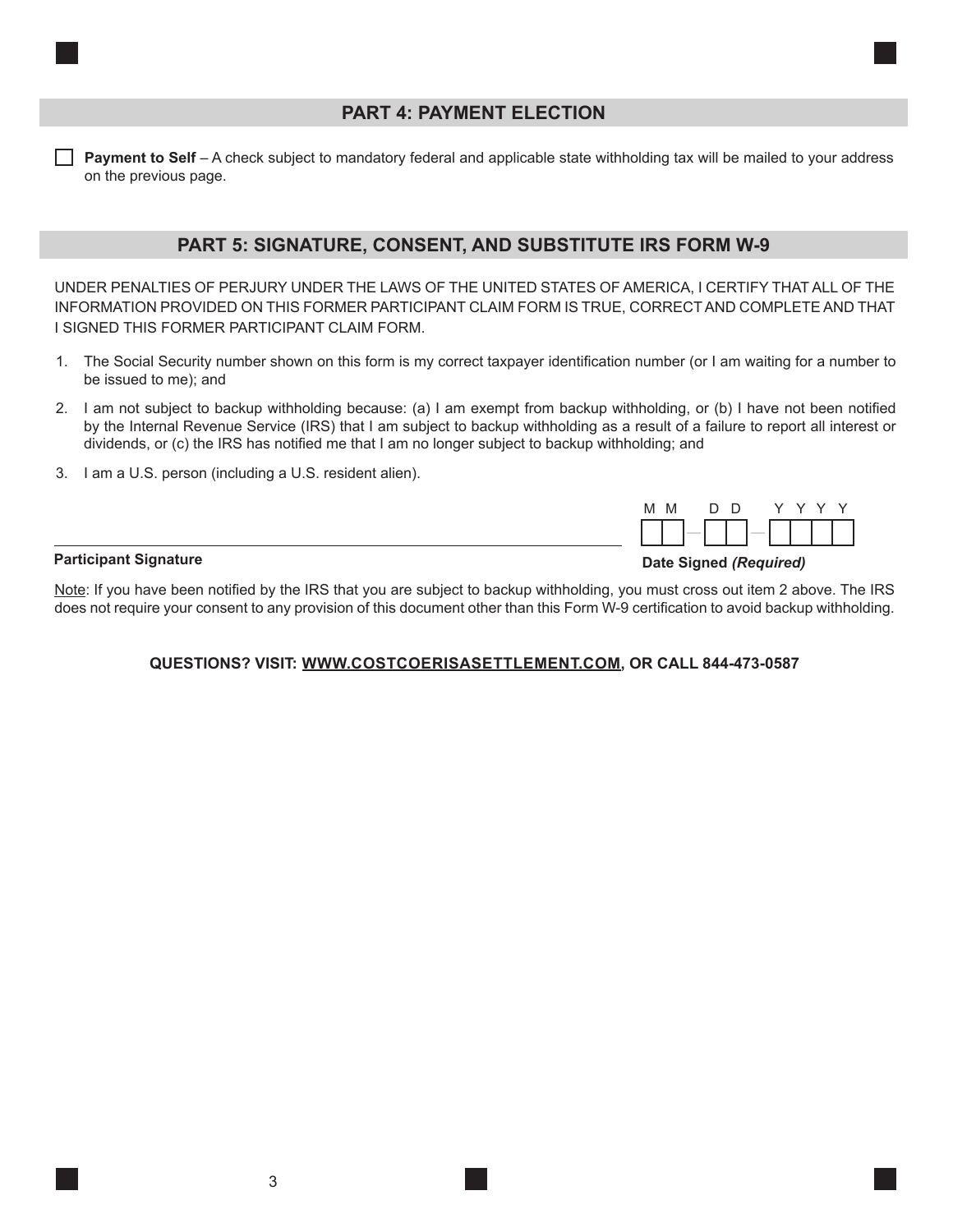## PART 4: PAYMENT ELECTION

☐ **Payment to Self** – A check subject to mandatory federal and applicable state withholding tax will be mailed to your address on the previous page.

## PART 5: SIGNATURE, CONSENT, AND SUBSTITUTE IRS FORM W-9

UNDER PENALTIES OF PERJURY UNDER THE LAWS OF THE UNITED STATES OF AMERICA, I CERTIFY THAT ALL OF THE INFORMATION PROVIDED ON THIS FORMER PARTICIPANT CLAIM FORM IS TRUE, CORRECT AND COMPLETE AND THAT I SIGNED THIS FORMER PARTICIPANT CLAIM FORM.

1. The Social Security number shown on this form is my correct taxpayer identification number (or I am waiting for a number to be issued to me); and
2. I am not subject to backup withholding because: (a) I am exempt from backup withholding, or (b) I have not been notified by the Internal Revenue Service (IRS) that I am subject to backup withholding as a result of a failure to report all interest or dividends, or (c) the IRS has notified me that I am no longer subject to backup withholding; and
3. I am a U.S. person (including a U.S. resident alien).

______________________________________________

**Participant Signature**

MM – DD – YYYY

**Date Signed** ***(Required)***

Note: If you have been notified by the IRS that you are subject to backup withholding, you must cross out item 2 above. The IRS does not require your consent to any provision of this document other than this Form W-9 certification to avoid backup withholding.

**QUESTIONS? VISIT: WWW.COSTCOERISASETTLEMENT.COM, OR CALL 844-473-0587**